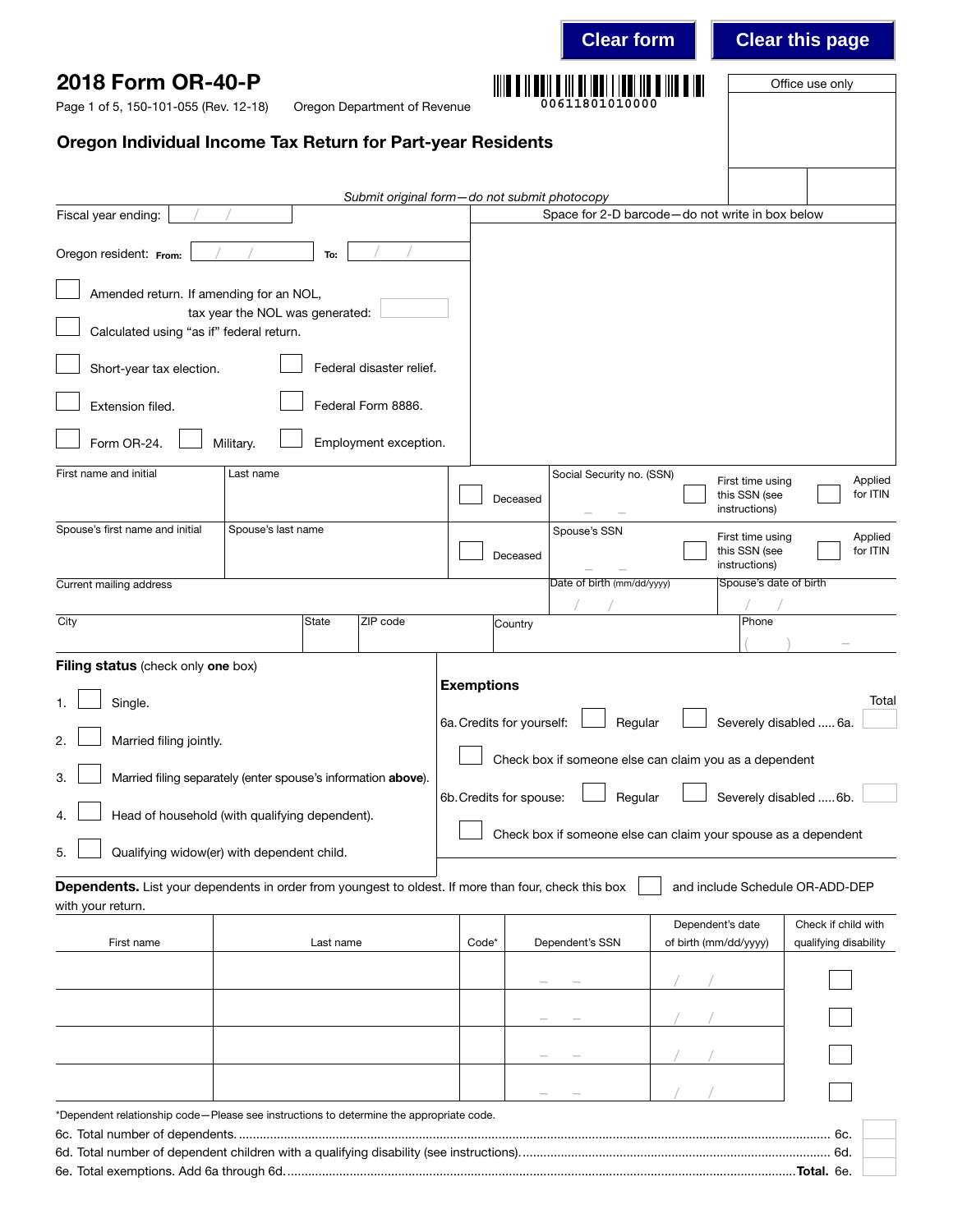Clear form | Clear this page

# 2018 Form OR-40-P

Page 1 of 5, 150-101-055 (Rev. 12-18) Oregon Department of Revenue

00611801010000

Office use only

## Oregon Individual Income Tax Return for Part-year Residents

*Submit original form—do not submit photocopy*

Fiscal year ending: / /

Space for 2-D barcode—do not write in box below

Oregon resident: From: / / To: / /

☐ Amended return. If amending for an NOL, tax year the NOL was generated:

☐ Calculated using "as if" federal return.

☐ Short-year tax election. ☐ Federal disaster relief.

☐ Extension filed. ☐ Federal Form 8886.

☐ Form OR-24. ☐ Military. ☐ Employment exception.

| First name and initial | Last name | | Social Security no. (SSN) | | |
|---|---|---|---|---|---|
| | | ☐ Deceased | – – | ☐ First time using this SSN (see instructions) | ☐ Applied for ITIN |
| **Spouse's first name and initial** | **Spouse's last name** | | **Spouse's SSN** | | |
| | | ☐ Deceased | – – | ☐ First time using this SSN (see instructions) | ☐ Applied for ITIN |

| Current mailing address | Date of birth (mm/dd/yyyy) | Spouse's date of birth |
|---|---|---|
| | / / | / / |

| City | State | ZIP code | Country | Phone |
|---|---|---|---|---|
| | | | | ( ) – |

**Filing status** (check only **one** box)

1. ☐ Single.
2. ☐ Married filing jointly.
3. ☐ Married filing separately (enter spouse's information **above**).
4. ☐ Head of household (with qualifying dependent).
5. ☐ Qualifying widow(er) with dependent child.

**Exemptions**

Total

6a. Credits for yourself: ☐ Regular ☐ Severely disabled ..... 6a.

☐ Check box if someone else can claim you as a dependent

6b. Credits for spouse: ☐ Regular ☐ Severely disabled ..... 6b.

☐ Check box if someone else can claim your spouse as a dependent

**Dependents.** List your dependents in order from youngest to oldest. If more than four, check this box ☐ and include Schedule OR-ADD-DEP with your return.

| First name | Last name | Code* | Dependent's SSN | Dependent's date of birth (mm/dd/yyyy) | Check if child with qualifying disability |
|---|---|---|---|---|---|
| | | | – – | / / | ☐ |
| | | | – – | / / | ☐ |
| | | | – – | / / | ☐ |
| | | | – – | / / | ☐ |

*Dependent relationship code—Please see instructions to determine the appropriate code.

6c. Total number of dependents. ........ 6c.

6d. Total number of dependent children with a qualifying disability (see instructions). ........ 6d.

6e. Total exemptions. Add 6a through 6d. ........ **Total.** 6e.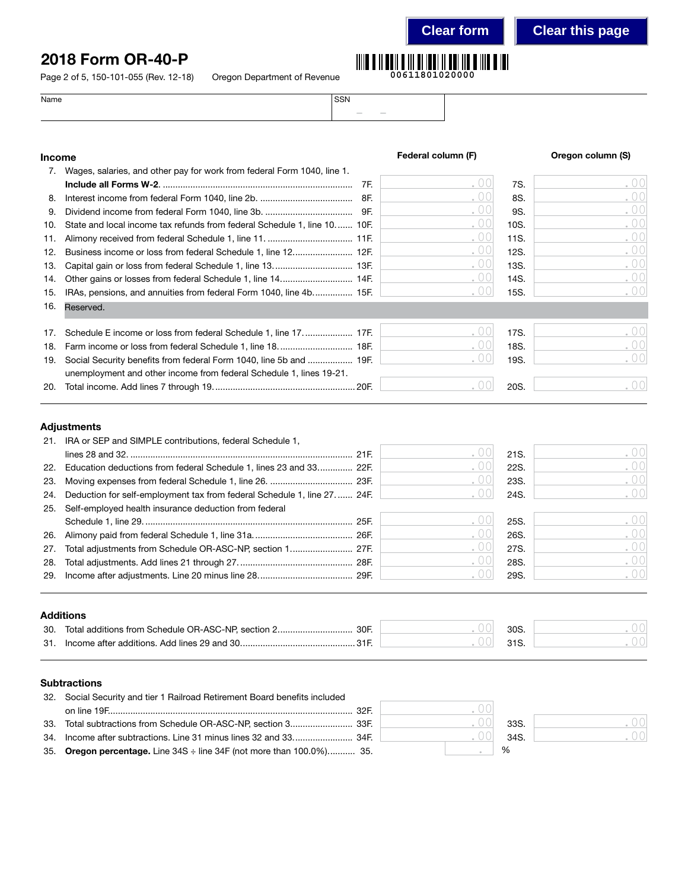Clear form | Clear this page

# 2018 Form OR-40-P

Page 2 of 5, 150-101-055 (Rev. 12-18) Oregon Department of Revenue

00611801020000

| Name | SSN |
|---|---|
| | – – |

## Income

| | | | Federal column (F) | | Oregon column (S) |
|---|---|---|---|---|---|
| 7. | Wages, salaries, and other pay for work from federal Form 1040, line 1. **Include all Forms W-2.** | 7F. | .00 | 7S. | .00 |
| 8. | Interest income from federal Form 1040, line 2b. | 8F. | .00 | 8S. | .00 |
| 9. | Dividend income from federal Form 1040, line 3b. | 9F. | .00 | 9S. | .00 |
| 10. | State and local income tax refunds from federal Schedule 1, line 10. | 10F. | .00 | 10S. | .00 |
| 11. | Alimony received from federal Schedule 1, line 11. | 11F. | .00 | 11S. | .00 |
| 12. | Business income or loss from federal Schedule 1, line 12. | 12F. | .00 | 12S. | .00 |
| 13. | Capital gain or loss from federal Schedule 1, line 13. | 13F. | .00 | 13S. | .00 |
| 14. | Other gains or losses from federal Schedule 1, line 14. | 14F. | .00 | 14S. | .00 |
| 15. | IRAs, pensions, and annuities from federal Form 1040, line 4b. | 15F. | .00 | 15S. | .00 |
| 16. | Reserved. | | | | |
| 17. | Schedule E income or loss from federal Schedule 1, line 17. | 17F. | .00 | 17S. | .00 |
| 18. | Farm income or loss from federal Schedule 1, line 18. | 18F. | .00 | 18S. | .00 |
| 19. | Social Security benefits from federal Form 1040, line 5b and unemployment and other income from federal Schedule 1, lines 19-21. | 19F. | .00 | 19S. | .00 |
| 20. | Total income. Add lines 7 through 19. | 20F. | .00 | 20S. | .00 |

## Adjustments

| | | | | | |
|---|---|---|---|---|---|
| 21. | IRA or SEP and SIMPLE contributions, federal Schedule 1, lines 28 and 32. | 21F. | .00 | 21S. | .00 |
| 22. | Education deductions from federal Schedule 1, lines 23 and 33. | 22F. | .00 | 22S. | .00 |
| 23. | Moving expenses from federal Schedule 1, line 26. | 23F. | .00 | 23S. | .00 |
| 24. | Deduction for self-employment tax from federal Schedule 1, line 27. | 24F. | .00 | 24S. | .00 |
| 25. | Self-employed health insurance deduction from federal Schedule 1, line 29. | 25F. | .00 | 25S. | .00 |
| 26. | Alimony paid from federal Schedule 1, line 31a. | 26F. | .00 | 26S. | .00 |
| 27. | Total adjustments from Schedule OR-ASC-NP, section 1. | 27F. | .00 | 27S. | .00 |
| 28. | Total adjustments. Add lines 21 through 27. | 28F. | .00 | 28S. | .00 |
| 29. | Income after adjustments. Line 20 minus line 28. | 29F. | .00 | 29S. | .00 |

## Additions

| | | | | | |
|---|---|---|---|---|---|
| 30. | Total additions from Schedule OR-ASC-NP, section 2. | 30F. | .00 | 30S. | .00 |
| 31. | Income after additions. Add lines 29 and 30. | 31F. | .00 | 31S. | .00 |

## Subtractions

| | | | | | |
|---|---|---|---|---|---|
| 32. | Social Security and tier 1 Railroad Retirement Board benefits included on line 19F. | 32F. | .00 | | |
| 33. | Total subtractions from Schedule OR-ASC-NP, section 3. | 33F. | .00 | 33S. | .00 |
| 34. | Income after subtractions. Line 31 minus lines 32 and 33. | 34F. | .00 | 34S. | .00 |
| 35. | **Oregon percentage.** Line 34S ÷ line 34F (not more than 100.0%). | 35. | . | % | |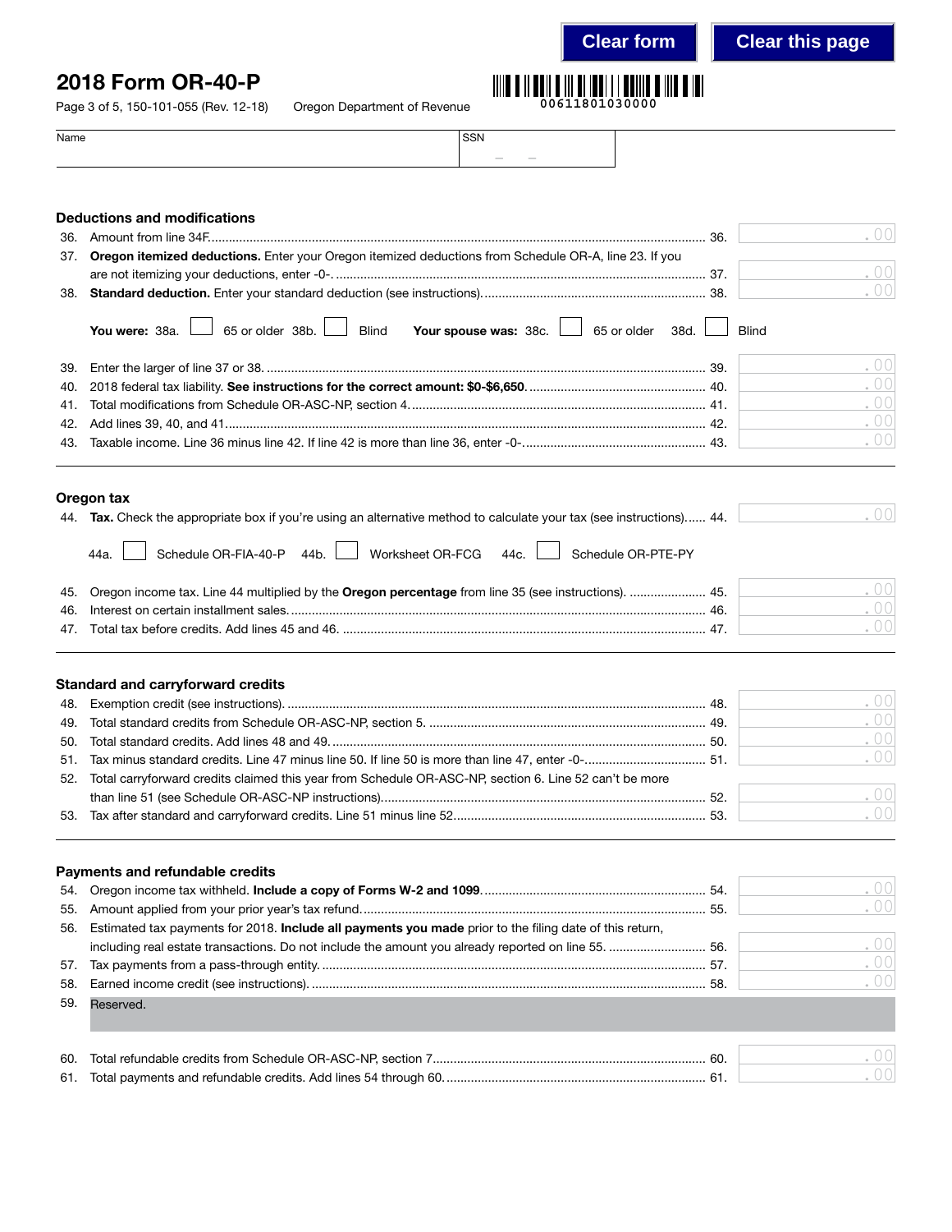Clear form | Clear this page

# 2018 Form OR-40-P

Page 3 of 5, 150-101-055 (Rev. 12-18) Oregon Department of Revenue

00611801030000

| Name | SSN |
|---|---|
| | – – |

## Deductions and modifications

36. Amount from line 34F. .......... 36. .00

37. **Oregon itemized deductions.** Enter your Oregon itemized deductions from Schedule OR-A, line 23. If you are not itemizing your deductions, enter -0-. .......... 37. .00

38. **Standard deduction.** Enter your standard deduction (see instructions). .......... 38. .00

**You were:** 38a. ☐ 65 or older 38b. ☐ Blind **Your spouse was:** 38c. ☐ 65 or older 38d. ☐ Blind

39. Enter the larger of line 37 or 38. .......... 39. .00

40. 2018 federal tax liability. **See instructions for the correct amount: $0-$6,650**. .......... 40. .00

41. Total modifications from Schedule OR-ASC-NP, section 4. .......... 41. .00

42. Add lines 39, 40, and 41. .......... 42. .00

43. Taxable income. Line 36 minus line 42. If line 42 is more than line 36, enter -0-. .......... 43. .00

## Oregon tax

44. **Tax.** Check the appropriate box if you're using an alternative method to calculate your tax (see instructions). .......... 44. .00

44a. ☐ Schedule OR-FIA-40-P 44b. ☐ Worksheet OR-FCG 44c. ☐ Schedule OR-PTE-PY

45. Oregon income tax. Line 44 multiplied by the **Oregon percentage** from line 35 (see instructions). .......... 45. .00

46. Interest on certain installment sales. .......... 46. .00

47. Total tax before credits. Add lines 45 and 46. .......... 47. .00

## Standard and carryforward credits

48. Exemption credit (see instructions). .......... 48. .00

49. Total standard credits from Schedule OR-ASC-NP, section 5. .......... 49. .00

50. Total standard credits. Add lines 48 and 49. .......... 50. .00

51. Tax minus standard credits. Line 47 minus line 50. If line 50 is more than line 47, enter -0-. .......... 51. .00

52. Total carryforward credits claimed this year from Schedule OR-ASC-NP, section 6. Line 52 can't be more than line 51 (see Schedule OR-ASC-NP instructions). .......... 52. .00

53. Tax after standard and carryforward credits. Line 51 minus line 52. .......... 53. .00

## Payments and refundable credits

54. Oregon income tax withheld. **Include a copy of Forms W-2 and 1099**. .......... 54. .00

55. Amount applied from your prior year's tax refund. .......... 55. .00

56. Estimated tax payments for 2018. **Include all payments you made** prior to the filing date of this return, including real estate transactions. Do not include the amount you already reported on line 55. .......... 56. .00

57. Tax payments from a pass-through entity. .......... 57. .00

58. Earned income credit (see instructions). .......... 58. .00

59. Reserved.

60. Total refundable credits from Schedule OR-ASC-NP, section 7. .......... 60. .00

61. Total payments and refundable credits. Add lines 54 through 60. .......... 61. .00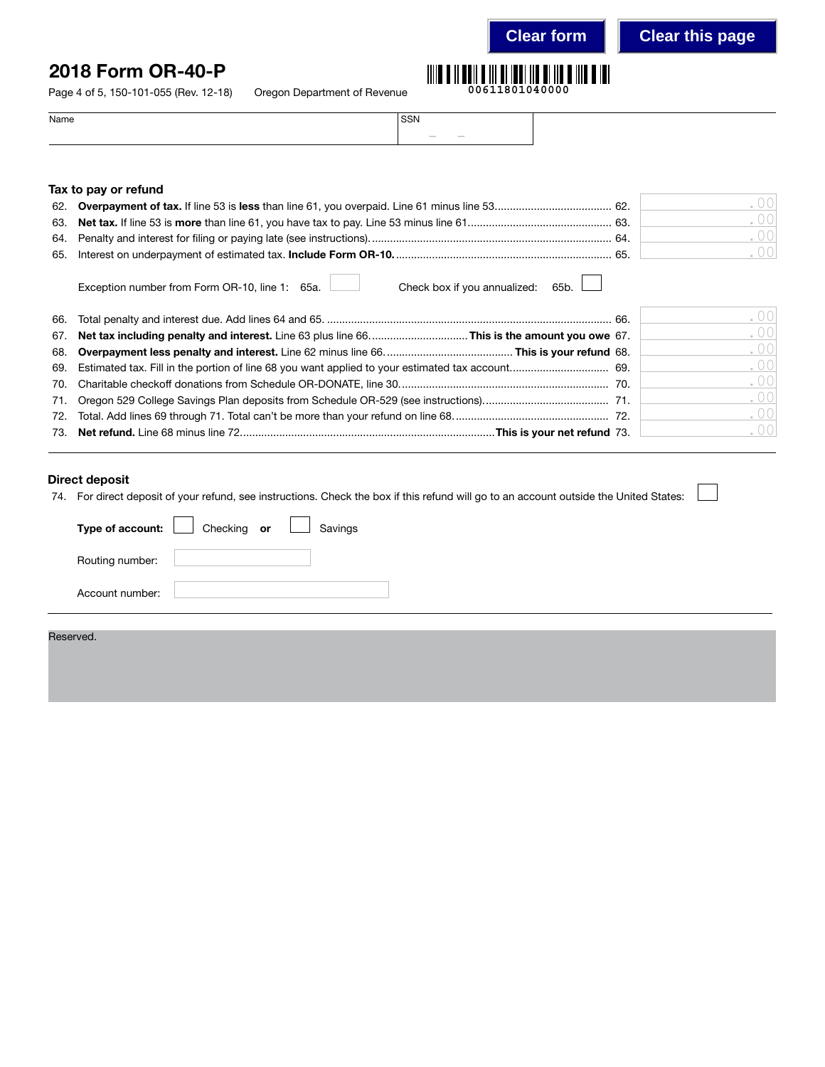Clear form | Clear this page

# 2018 Form OR-40-P

Page 4 of 5, 150-101-055 (Rev. 12-18) Oregon Department of Revenue

00611801040000

| Name | SSN |
|---|---|
| | – – |

## Tax to pay or refund

62. **Overpayment of tax.** If line 53 is **less** than line 61, you overpaid. Line 61 minus line 53 ........ 62. .00
63. **Net tax.** If line 53 is **more** than line 61, you have tax to pay. Line 53 minus line 61 ........ 63. .00
64. Penalty and interest for filing or paying late (see instructions) ........ 64. .00
65. Interest on underpayment of estimated tax. **Include Form OR-10.** ........ 65. .00

Exception number from Form OR-10, line 1: 65a. ☐ Check box if you annualized: 65b. ☐

66. Total penalty and interest due. Add lines 64 and 65 ........ 66. .00
67. **Net tax including penalty and interest.** Line 63 plus line 66 ........ **This is the amount you owe** 67. .00
68. **Overpayment less penalty and interest.** Line 62 minus line 66 ........ **This is your refund** 68. .00
69. Estimated tax. Fill in the portion of line 68 you want applied to your estimated tax account ........ 69. .00
70. Charitable checkoff donations from Schedule OR-DONATE, line 30 ........ 70. .00
71. Oregon 529 College Savings Plan deposits from Schedule OR-529 (see instructions) ........ 71. .00
72. Total. Add lines 69 through 71. Total can't be more than your refund on line 68 ........ 72. .00
73. **Net refund.** Line 68 minus line 72 ........ **This is your net refund** 73. .00

## Direct deposit

74. For direct deposit of your refund, see instructions. Check the box if this refund will go to an account outside the United States: ☐

**Type of account:** ☐ Checking **or** ☐ Savings

Routing number:

Account number:

Reserved.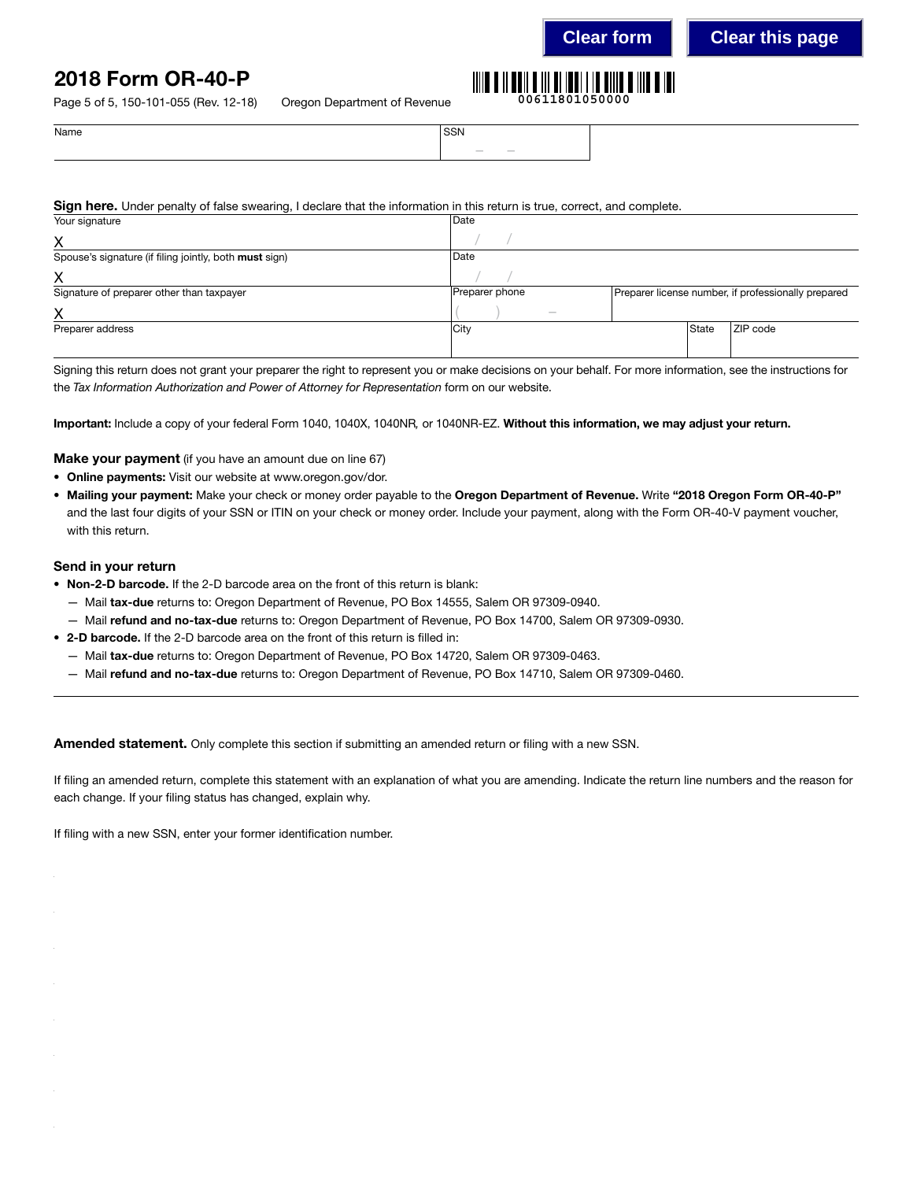# 2018 Form OR-40-P

150-101-055 (Rev. 12-18) Oregon Department of Revenue

00611801050000

| Name | SSN |
|---|---|
| | – – |

**Sign here.** Under penalty of false swearing, I declare that the information in this return is true, correct, and complete.

| | | | |
|---|---|---|---|
| Your signature<br>X | Date<br>/ / | | |
| Spouse's signature (if filing jointly, both **must** sign)<br>X | Date<br>/ / | | |
| Signature of preparer other than taxpayer<br>X | Preparer phone<br>( ) – | Preparer license number, if professionally prepared | |
| Preparer address | City | State | ZIP code |

Signing this return does not grant your preparer the right to represent you or make decisions on your behalf. For more information, see the instructions for the *Tax Information Authorization and Power of Attorney for Representation* form on our website.

**Important:** Include a copy of your federal Form 1040, 1040X, 1040NR, or 1040NR-EZ. **Without this information, we may adjust your return.**

**Make your payment** (if you have an amount due on line 67)

- **Online payments:** Visit our website at www.oregon.gov/dor.
- **Mailing your payment:** Make your check or money order payable to the **Oregon Department of Revenue.** Write **"2018 Oregon Form OR-40-P"** and the last four digits of your SSN or ITIN on your check or money order. Include your payment, along with the Form OR-40-V payment voucher, with this return.

**Send in your return**

- **Non-2-D barcode.** If the 2-D barcode area on the front of this return is blank:
  - Mail **tax-due** returns to: Oregon Department of Revenue, PO Box 14555, Salem OR 97309-0940.
  - Mail **refund and no-tax-due** returns to: Oregon Department of Revenue, PO Box 14700, Salem OR 97309-0930.
- **2-D barcode.** If the 2-D barcode area on the front of this return is filled in:
  - Mail **tax-due** returns to: Oregon Department of Revenue, PO Box 14720, Salem OR 97309-0463.
  - Mail **refund and no-tax-due** returns to: Oregon Department of Revenue, PO Box 14710, Salem OR 97309-0460.

---

**Amended statement.** Only complete this section if submitting an amended return or filing with a new SSN.

If filing an amended return, complete this statement with an explanation of what you are amending. Indicate the return line numbers and the reason for each change. If your filing status has changed, explain why.

If filing with a new SSN, enter your former identification number.